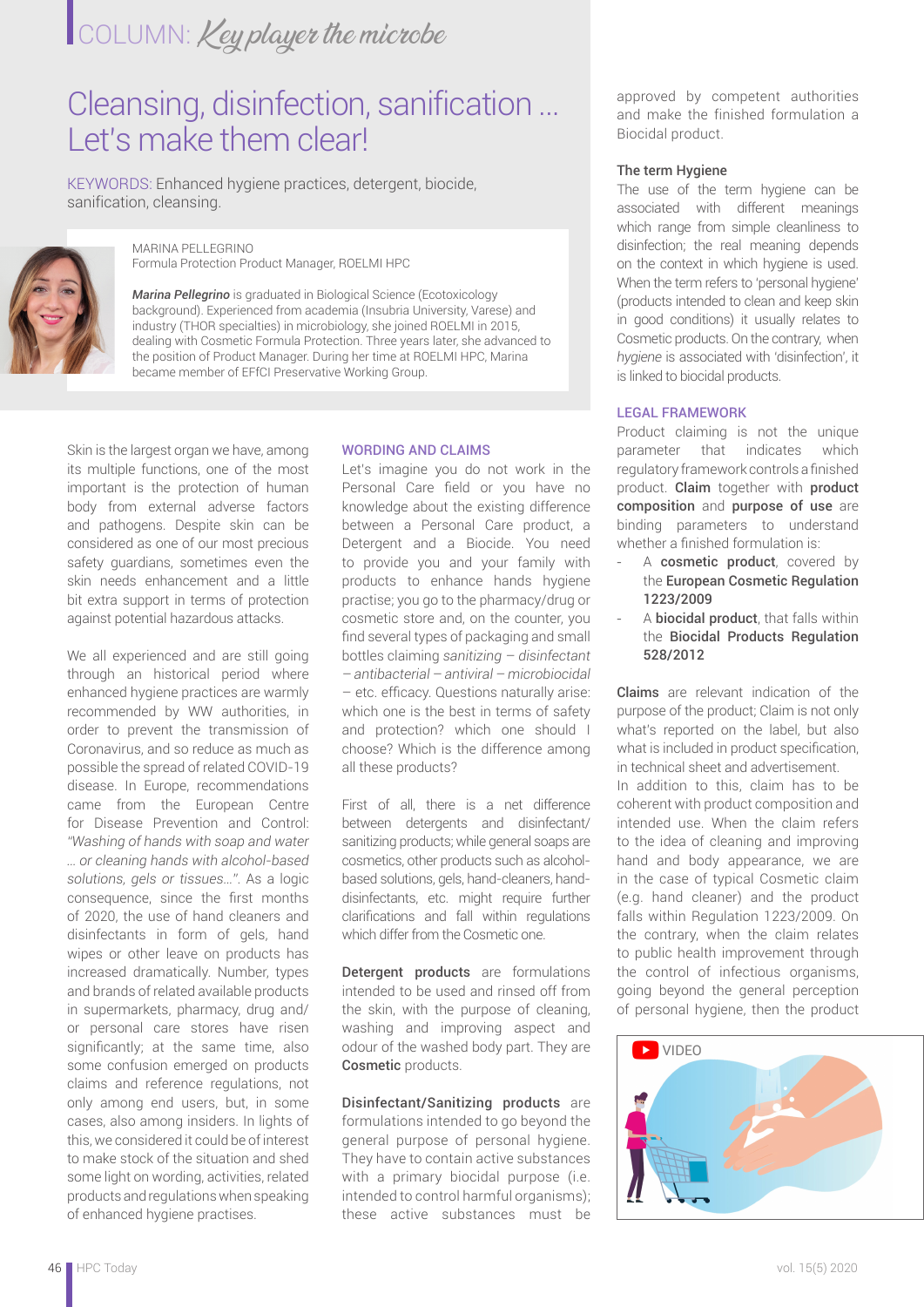COLUMN: *Key player the microbe*

# Cleansing, disinfection, sanification ... Let's make them clear!

KEYWORDS: Enhanced hygiene practices, detergent, biocide, sanification, cleansing.

MARINA PELLEGRINO
Formula Protection Product Manager, ROELMI HPC

***Marina Pellegrino*** is graduated in Biological Science (Ecotoxicology background). Experienced from academia (Insubria University, Varese) and industry (THOR specialties) in microbiology, she joined ROELMI in 2015, dealing with Cosmetic Formula Protection. Three years later, she advanced to the position of Product Manager. During her time at ROELMI HPC, Marina became member of EFfCI Preservative Working Group.

Skin is the largest organ we have, among its multiple functions, one of the most important is the protection of human body from external adverse factors and pathogens. Despite skin can be considered as one of our most precious safety guardians, sometimes even the skin needs enhancement and a little bit extra support in terms of protection against potential hazardous attacks.

We all experienced and are still going through an historical period where enhanced hygiene practices are warmly recommended by WW authorities, in order to prevent the transmission of Coronavirus, and so reduce as much as possible the spread of related COVID-19 disease. In Europe, recommendations came from the European Centre for Disease Prevention and Control: *"Washing of hands with soap and water ... or cleaning hands with alcohol-based solutions, gels or tissues..."*. As a logic consequence, since the first months of 2020, the use of hand cleaners and disinfectants in form of gels, hand wipes or other leave on products has increased dramatically. Number, types and brands of related available products in supermarkets, pharmacy, drug and/or personal care stores have risen significantly; at the same time, also some confusion emerged on products claims and reference regulations, not only among end users, but, in some cases, also among insiders. In lights of this, we considered it could be of interest to make stock of the situation and shed some light on wording, activities, related products and regulations when speaking of enhanced hygiene practises.

## WORDING AND CLAIMS

Let's imagine you do not work in the Personal Care field or you have no knowledge about the existing difference between a Personal Care product, a Detergent and a Biocide. You need to provide you and your family with products to enhance hands hygiene practise; you go to the pharmacy/drug or cosmetic store and, on the counter, you find several types of packaging and small bottles claiming *sanitizing – disinfectant – antibacterial – antiviral – microbiocidal* – etc. efficacy. Questions naturally arise: which one is the best in terms of safety and protection? which one should I choose? Which is the difference among all these products?

First of all, there is a net difference between detergents and disinfectant/sanitizing products; while general soaps are cosmetics, other products such as alcohol-based solutions, gels, hand-cleaners, hand-disinfectants, etc. might require further clarifications and fall within regulations which differ from the Cosmetic one.

**Detergent products** are formulations intended to be used and rinsed off from the skin, with the purpose of cleaning, washing and improving aspect and odour of the washed body part. They are **Cosmetic** products.

**Disinfectant/Sanitizing products** are formulations intended to go beyond the general purpose of personal hygiene. They have to contain active substances with a primary biocidal purpose (i.e. intended to control harmful organisms); these active substances must be approved by competent authorities and make the finished formulation a Biocidal product.

### The term Hygiene

The use of the term hygiene can be associated with different meanings which range from simple cleanliness to disinfection; the real meaning depends on the context in which hygiene is used. When the term refers to 'personal hygiene' (products intended to clean and keep skin in good conditions) it usually relates to Cosmetic products. On the contrary, when *hygiene* is associated with 'disinfection', it is linked to biocidal products.

## LEGAL FRAMEWORK

Product claiming is not the unique parameter that indicates which regulatory framework controls a finished product. **Claim** together with **product composition** and **purpose of use** are binding parameters to understand whether a finished formulation is:

- A **cosmetic product**, covered by the **European Cosmetic Regulation 1223/2009**
- A **biocidal product**, that falls within the **Biocidal Products Regulation 528/2012**

**Claims** are relevant indication of the purpose of the product; Claim is not only what's reported on the label, but also what is included in product specification, in technical sheet and advertisement.
In addition to this, claim has to be coherent with product composition and intended use. When the claim refers to the idea of cleaning and improving hand and body appearance, we are in the case of typical Cosmetic claim (e.g. hand cleaner) and the product falls within Regulation 1223/2009. On the contrary, when the claim relates to public health improvement through the control of infectious organisms, going beyond the general perception of personal hygiene, then the product

VIDEO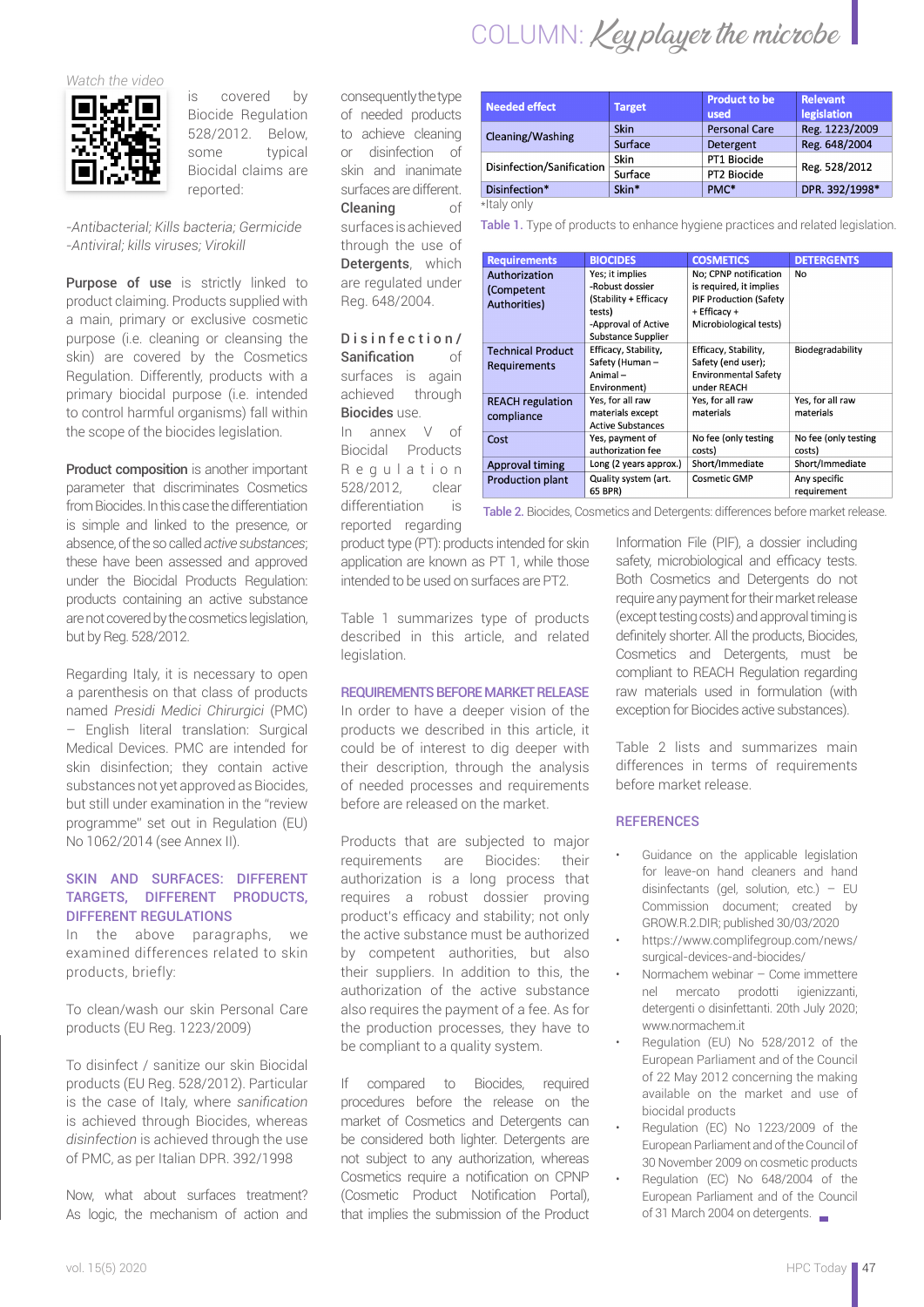Watch the video

is covered by Biocide Regulation 528/2012. Below, some typical Biocidal claims are reported:

-Antibacterial; Kills bacteria; Germicide
-Antiviral; kills viruses; Virokill

**Purpose of use** is strictly linked to product claiming. Products supplied with a main, primary or exclusive cosmetic purpose (i.e. cleaning or cleansing the skin) are covered by the Cosmetics Regulation. Differently, products with a primary biocidal purpose (i.e. intended to control harmful organisms) fall within the scope of the biocides legislation.

**Product composition** is another important parameter that discriminates Cosmetics from Biocides. In this case the differentiation is simple and linked to the presence, or absence, of the so called *active substances*; these have been assessed and approved under the Biocidal Products Regulation: products containing an active substance are not covered by the cosmetics legislation, but by Reg. 528/2012.

Regarding Italy, it is necessary to open a parenthesis on that class of products named *Presidi Medici Chirurgici* (PMC) – English literal translation: Surgical Medical Devices. PMC are intended for skin disinfection; they contain active substances not yet approved as Biocides, but still under examination in the "review programme" set out in Regulation (EU) No 1062/2014 (see Annex II).

## SKIN AND SURFACES: DIFFERENT TARGETS, DIFFERENT PRODUCTS, DIFFERENT REGULATIONS

In the above paragraphs, we examined differences related to skin products, briefly:

To clean/wash our skin Personal Care products (EU Reg. 1223/2009)

To disinfect / sanitize our skin Biocidal products (EU Reg. 528/2012). Particular is the case of Italy, where *sanification* is achieved through Biocides, whereas *disinfection* is achieved through the use of PMC, as per Italian DPR. 392/1998

Now, what about surfaces treatment? As logic, the mechanism of action and consequently the type of needed products to achieve cleaning or disinfection of skin and inanimate surfaces are different. **Cleaning** of surfaces is achieved through the use of **Detergents**, which are regulated under Reg. 648/2004.

**Disinfection/Sanification** of surfaces is again achieved through **Biocides** use.

In annex V of Biocidal Products Regulation 528/2012, clear differentiation is reported regarding product type (PT): products intended for skin application are known as PT 1, while those intended to be used on surfaces are PT2.

Table 1 summarizes type of products described in this article, and related legislation.

| Needed effect | Target | Product to be used | Relevant legislation |
|---|---|---|---|
| Cleaning/Washing | Skin | Personal Care | Reg. 1223/2009 |
| | Surface | Detergent | Reg. 648/2004 |
| Disinfection/Sanification | Skin | PT1 Biocide | Reg. 528/2012 |
| | Surface | PT2 Biocide | |
| Disinfection* | Skin* | PMC* | DPR. 392/1998* |

*Italy only

**Table 1.** Type of products to enhance hygiene practices and related legislation.

| Requirements | BIOCIDES | COSMETICS | DETERGENTS |
|---|---|---|---|
| Authorization (Competent Authorities) | Yes; it implies -Robust dossier (Stability + Efficacy tests) -Approval of Active Substance Supplier | No; CPNP notification is required, it implies PIF Production (Safety + Efficacy + Microbiological tests) | No |
| Technical Product Requirements | Efficacy, Stability, Safety (Human – Animal – Environment) | Efficacy, Stability, Safety (end user); Environmental Safety under REACH | Biodegradability |
| REACH regulation compliance | Yes, for all raw materials except Active Substances | Yes, for all raw materials | Yes, for all raw materials |
| Cost | Yes, payment of authorization fee | No fee (only testing costs) | No fee (only testing costs) |
| Approval timing | Long (2 years approx.) | Short/Immediate | Short/Immediate |
| Production plant | Quality system (art. 65 BPR) | Cosmetic GMP | Any specific requirement |

**Table 2.** Biocides, Cosmetics and Detergents: differences before market release.

## REQUIREMENTS BEFORE MARKET RELEASE

In order to have a deeper vision of the products we described in this article, it could be of interest to dig deeper with their description, through the analysis of needed processes and requirements before are released on the market.

Products that are subjected to major requirements are Biocides: their authorization is a long process that requires a robust dossier proving product's efficacy and stability; not only the active substance must be authorized by competent authorities, but also their suppliers. In addition to this, the authorization of the active substance also requires the payment of a fee. As for the production processes, they have to be compliant to a quality system.

If compared to Biocides, required procedures before the release on the market of Cosmetics and Detergents can be considered both lighter. Detergents are not subject to any authorization, whereas Cosmetics require a notification on CPNP (Cosmetic Product Notification Portal), that implies the submission of the Product Information File (PIF), a dossier including safety, microbiological and efficacy tests. Both Cosmetics and Detergents do not require any payment for their market release (except testing costs) and approval timing is definitely shorter. All the products, Biocides, Cosmetics and Detergents, must be compliant to REACH Regulation regarding raw materials used in formulation (with exception for Biocides active substances).

Table 2 lists and summarizes main differences in terms of requirements before market release.

## REFERENCES

- Guidance on the applicable legislation for leave-on hand cleaners and hand disinfectants (gel, solution, etc.) – EU Commission document; created by GROW.R.2.DIR; published 30/03/2020
- https://www.complifegroup.com/news/surgical-devices-and-biocides/
- Normachem webinar – Come immettere nel mercato prodotti igienizzanti, detergenti o disinfettanti. 20th July 2020; www.normachem.it
- Regulation (EU) No 528/2012 of the European Parliament and of the Council of 22 May 2012 concerning the making available on the market and use of biocidal products
- Regulation (EC) No 1223/2009 of the European Parliament and of the Council of 30 November 2009 on cosmetic products
- Regulation (EC) No 648/2004 of the European Parliament and of the Council of 31 March 2004 on detergents.